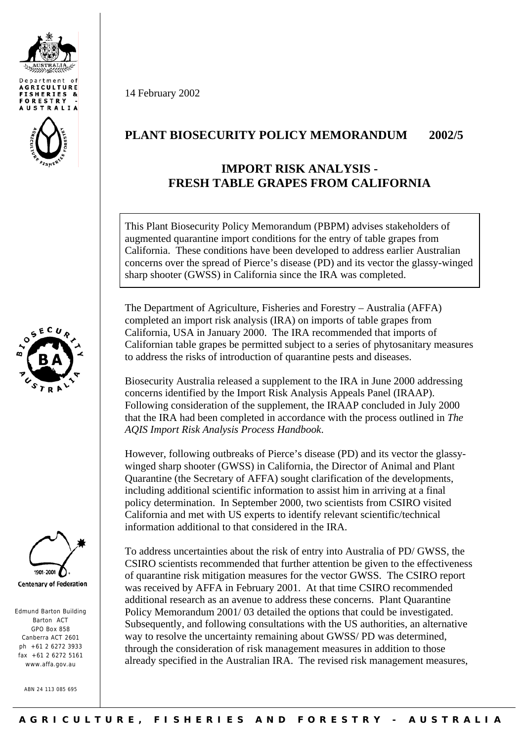14 February 2002

# PLANT BIOSECURITY POLICY MEMORANDUM 2002/5

## IMPORT RISK ANALYSIS - FRESH TABLE GRAPES FROM CALIFORNIA

This Plant Biosecurity Policy Memorandum (PBPM) advises stakeholders of augmented quarantine import conditions for the entry of table grapes from California. These conditions have been developed to address earlier Australian concerns over the spread of Pierce's disease (PD) and its vector the glassy-winged sharp shooter (GWSS) in California since the IRA was completed.

The Department of Agriculture, Fisheries and Forestry – Australia (AFFA) completed an import risk analysis (IRA) on imports of table grapes from California, USA in January 2000. The IRA recommended that imports of Californian table grapes be permitted subject to a series of phytosanitary measures to address the risks of introduction of quarantine pests and diseases.

Biosecurity Australia released a supplement to the IRA in June 2000 addressing concerns identified by the Import Risk Analysis Appeals Panel (IRAAP). Following consideration of the supplement, the IRAAP concluded in July 2000 that the IRA had been completed in accordance with the process outlined in *The AQIS Import Risk Analysis Process Handbook*.

However, following outbreaks of Pierce's disease (PD) and its vector the glassy-winged sharp shooter (GWSS) in California, the Director of Animal and Plant Quarantine (the Secretary of AFFA) sought clarification of the developments, including additional scientific information to assist him in arriving at a final policy determination. In September 2000, two scientists from CSIRO visited California and met with US experts to identify relevant scientific/technical information additional to that considered in the IRA.

To address uncertainties about the risk of entry into Australia of PD/ GWSS, the CSIRO scientists recommended that further attention be given to the effectiveness of quarantine risk mitigation measures for the vector GWSS. The CSIRO report was received by AFFA in February 2001. At that time CSIRO recommended additional research as an avenue to address these concerns. Plant Quarantine Policy Memorandum 2001/ 03 detailed the options that could be investigated. Subsequently, and following consultations with the US authorities, an alternative way to resolve the uncertainty remaining about GWSS/ PD was determined, through the consideration of risk management measures in addition to those already specified in the Australian IRA. The revised risk management measures,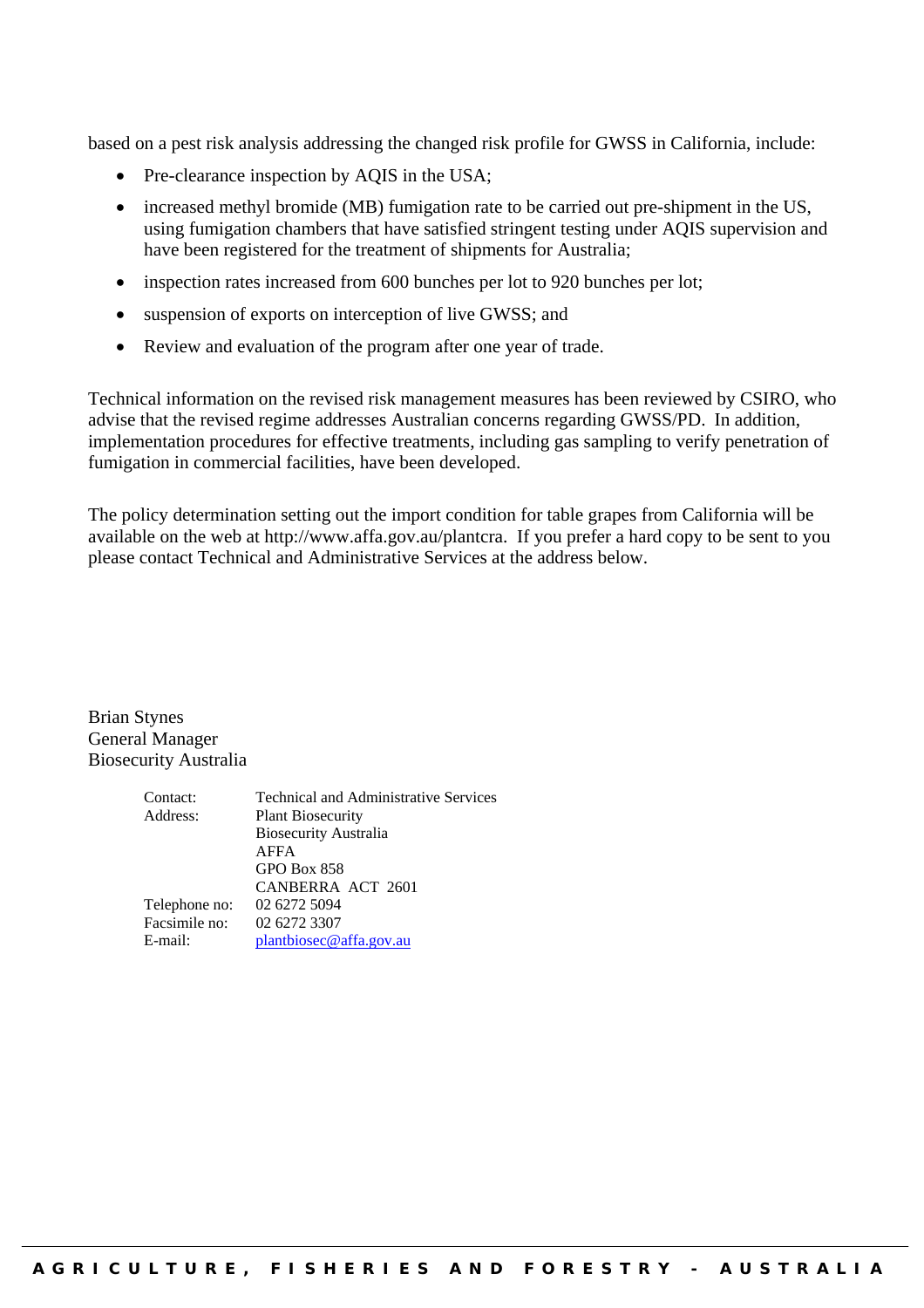based on a pest risk analysis addressing the changed risk profile for GWSS in California, include:

- Pre-clearance inspection by AQIS in the USA;
- increased methyl bromide (MB) fumigation rate to be carried out pre-shipment in the US, using fumigation chambers that have satisfied stringent testing under AQIS supervision and have been registered for the treatment of shipments for Australia;
- inspection rates increased from 600 bunches per lot to 920 bunches per lot;
- suspension of exports on interception of live GWSS; and
- Review and evaluation of the program after one year of trade.

Technical information on the revised risk management measures has been reviewed by CSIRO, who advise that the revised regime addresses Australian concerns regarding GWSS/PD. In addition, implementation procedures for effective treatments, including gas sampling to verify penetration of fumigation in commercial facilities, have been developed.

The policy determination setting out the import condition for table grapes from California will be available on the web at http://www.affa.gov.au/plantcra. If you prefer a hard copy to be sent to you please contact Technical and Administrative Services at the address below.

Brian Stynes
General Manager
Biosecurity Australia

| | |
|---|---|
| Contact: | Technical and Administrative Services |
| Address: | Plant Biosecurity<br>Biosecurity Australia<br>AFFA<br>GPO Box 858<br>CANBERRA ACT 2601 |
| Telephone no: | 02 6272 5094 |
| Facsimile no: | 02 6272 3307 |
| E-mail: | plantbiosec@affa.gov.au |